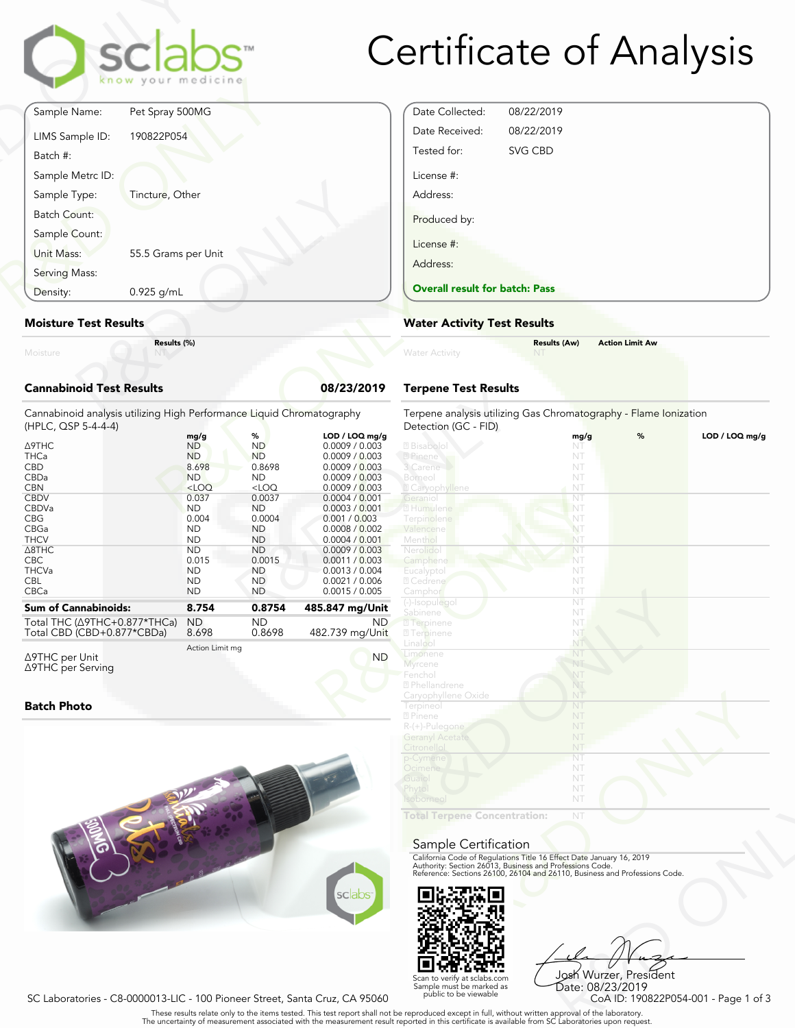# Certificate of Analysis

sclabs — know your medicine

| | |
|---|---|
| Sample Name: | Pet Spray 500MG |
| LIMS Sample ID: | 190822P054 |
| Batch #: | |
| Sample Metrc ID: | |
| Sample Type: | Tincture, Other |
| Batch Count: | |
| Sample Count: | |
| Unit Mass: | 55.5 Grams per Unit |
| Serving Mass: | |
| Density: | 0.925 g/mL |

| | |
|---|---|
| Date Collected: | 08/22/2019 |
| Date Received: | 08/22/2019 |
| Tested for: | SVG CBD |
| License #: | |
| Address: | |
| Produced by: | |
| License #: | |
| Address: | |

**Overall result for batch: Pass**

## Moisture Test Results

| | Results (%) |
|---|---|
| Moisture | NT |

## Water Activity Test Results

| | Results (Aw) | Action Limit Aw |
|---|---|---|
| Water Activity | NT | |

## Cannabinoid Test Results — 08/23/2019

Cannabinoid analysis utilizing High Performance Liquid Chromatography (HPLC, QSP 5-4-4-4)

| | mg/g | % | LOD / LOQ mg/g |
|---|---|---|---|
| Δ9THC | ND | ND | 0.0009 / 0.003 |
| THCa | ND | ND | 0.0009 / 0.003 |
| CBD | 8.698 | 0.8698 | 0.0009 / 0.003 |
| CBDa | ND | ND | 0.0009 / 0.003 |
| CBN | <LOQ | <LOQ | 0.0009 / 0.003 |
| CBDV | 0.037 | 0.0037 | 0.0004 / 0.001 |
| CBDVa | ND | ND | 0.0003 / 0.001 |
| CBG | 0.004 | 0.0004 | 0.001 / 0.003 |
| CBGa | ND | ND | 0.0008 / 0.002 |
| THCV | ND | ND | 0.0004 / 0.001 |
| Δ8THC | ND | ND | 0.0009 / 0.003 |
| CBC | 0.015 | 0.0015 | 0.0011 / 0.003 |
| THCVa | ND | ND | 0.0013 / 0.004 |
| CBL | ND | ND | 0.0021 / 0.006 |
| CBCa | ND | ND | 0.0015 / 0.005 |
| **Sum of Cannabinoids:** | **8.754** | **0.8754** | **485.847 mg/Unit** |
| Total THC (Δ9THC+0.877*THCa) | ND | ND | ND |
| Total CBD (CBD+0.877*CBDa) | 8.698 | 0.8698 | 482.739 mg/Unit |

| | Action Limit mg | |
|---|---|---|
| Δ9THC per Unit | | ND |
| Δ9THC per Serving | | |

## Terpene Test Results

Terpene analysis utilizing Gas Chromatography - Flame Ionization Detection (GC - FID)

| | mg/g | % | LOD / LOQ mg/g |
|---|---|---|---|
| Bisabolol | NT | | |
| Pinene | NT | | |
| 3 Carene | NT | | |
| Borneol | NT | | |
| Caryophyllene | NT | | |
| Geraniol | NT | | |
| Humulene | NT | | |
| Terpinolene | NT | | |
| Valencene | NT | | |
| Menthol | NT | | |
| Nerolidol | NT | | |
| Camphene | NT | | |
| Eucalyptol | NT | | |
| Cedrene | NT | | |
| Camphor | NT | | |
| (-)-Isopulegol | NT | | |
| Sabinene | NT | | |
| Terpinene | NT | | |
| Terpinene | NT | | |
| Linalool | NT | | |
| Limonene | NT | | |
| Myrcene | NT | | |
| Fenchol | NT | | |
| Phellandrene | NT | | |
| Caryophyllene Oxide | NT | | |
| Terpineol | NT | | |
| Pinene | NT | | |
| R-(+)-Pulegone | NT | | |
| Geranyl Acetate | NT | | |
| Citronellol | NT | | |
| p-Cymene | NT | | |
| Ocimene | NT | | |
| Guaiol | NT | | |
| Phytol | NT | | |
| Isoborneol | NT | | |
| **Total Terpene Concentration:** | NT | | |

## Batch Photo

## Sample Certification

California Code of Regulations Title 16 Effect Date January 16, 2019
Authority: Section 26013, Business and Professions Code.
Reference: Sections 26100, 26104 and 26110, Business and Professions Code.

Scan to verify at sclabs.com
Sample must be marked as public to be viewable

Josh Wurzer, President
Date: 08/23/2019

SC Laboratories - C8-0000013-LIC - 100 Pioneer Street, Santa Cruz, CA 95060

CoA ID: 190822P054-001

These results relate only to the items tested. This test report shall not be reproduced except in full, without written approval of the laboratory.
The uncertainty of measurement associated with the measurement result reported in this certificate is available from SC Laboratories upon request.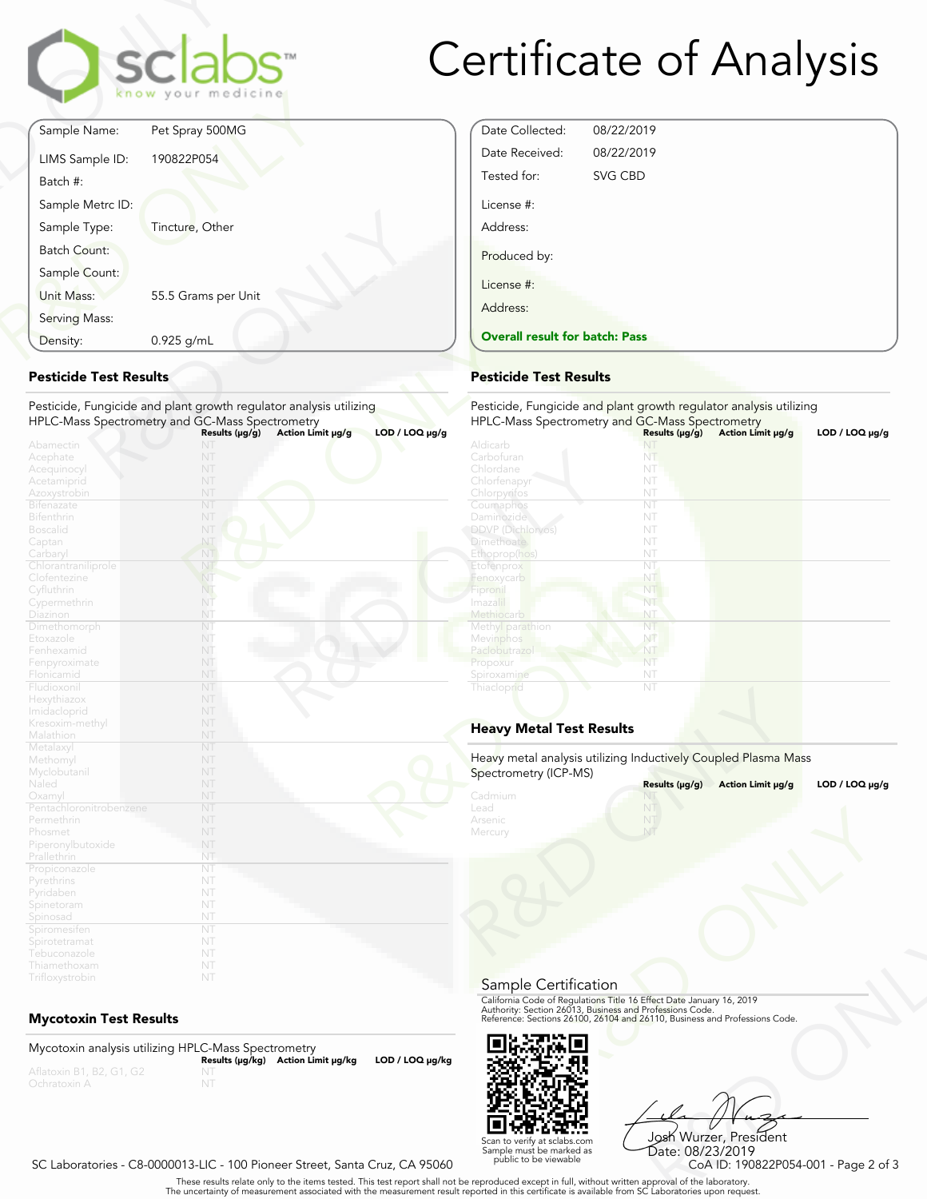# Certificate of Analysis

| | |
|---|---|
| Sample Name: | Pet Spray 500MG |
| LIMS Sample ID: | 190822P054 |
| Batch #: | |
| Sample Metrc ID: | |
| Sample Type: | Tincture, Other |
| Batch Count: | |
| Sample Count: | |
| Unit Mass: | 55.5 Grams per Unit |
| Serving Mass: | |
| Density: | 0.925 g/mL |

| | |
|---|---|
| Date Collected: | 08/22/2019 |
| Date Received: | 08/22/2019 |
| Tested for: | SVG CBD |
| License #: | |
| Address: | |
| Produced by: | |
| License #: | |
| Address: | |

**Overall result for batch: Pass**

## Pesticide Test Results

Pesticide, Fungicide and plant growth regulator analysis utilizing HPLC-Mass Spectrometry and GC-Mass Spectrometry

| | Results (µg/g) | Action Limit µg/g | LOD / LOQ µg/g |
|---|---|---|---|
| Abamectin | NT | | |
| Acephate | NT | | |
| Acequinocyl | NT | | |
| Acetamiprid | NT | | |
| Azoxystrobin | NT | | |
| Bifenazate | NT | | |
| Bifenthrin | NT | | |
| Boscalid | NT | | |
| Captan | NT | | |
| Carbaryl | NT | | |
| Chlorantraniliprole | NT | | |
| Clofentezine | NT | | |
| Cyfluthrin | NT | | |
| Cypermethrin | NT | | |
| Diazinon | NT | | |
| Dimethomorph | NT | | |
| Etoxazole | NT | | |
| Fenhexamid | NT | | |
| Fenpyroximate | NT | | |
| Flonicamid | NT | | |
| Fludioxonil | NT | | |
| Hexythiazox | NT | | |
| Imidacloprid | NT | | |
| Kresoxim-methyl | NT | | |
| Malathion | NT | | |
| Metalaxyl | NT | | |
| Methomyl | NT | | |
| Myclobutanil | NT | | |
| Naled | NT | | |
| Oxamyl | NT | | |
| Pentachloronitrobenzene | NT | | |
| Permethrin | NT | | |
| Phosmet | NT | | |
| Piperonylbutoxide | NT | | |
| Prallethrin | NT | | |
| Propiconazole | NT | | |
| Pyrethrins | NT | | |
| Pyridaben | NT | | |
| Spinetoram | NT | | |
| Spinosad | NT | | |
| Spiromesifen | NT | | |
| Spirotetramat | NT | | |
| Tebuconazole | NT | | |
| Thiamethoxam | NT | | |
| Trifloxystrobin | NT | | |

## Pesticide Test Results

Pesticide, Fungicide and plant growth regulator analysis utilizing HPLC-Mass Spectrometry and GC-Mass Spectrometry

| | Results (µg/g) | Action Limit µg/g | LOD / LOQ µg/g |
|---|---|---|---|
| Aldicarb | NT | | |
| Carbofuran | NT | | |
| Chlordane | NT | | |
| Chlorfenapyr | NT | | |
| Chlorpyrifos | NT | | |
| Coumaphos | NT | | |
| Daminozide | NT | | |
| DDVP (Dichlorvos) | NT | | |
| Dimethoate | NT | | |
| Ethoprop(hos) | NT | | |
| Etofenprox | NT | | |
| Fenoxycarb | NT | | |
| Fipronil | NT | | |
| Imazalil | NT | | |
| Methiocarb | NT | | |
| Methyl parathion | NT | | |
| Mevinphos | NT | | |
| Paclobutrazol | NT | | |
| Propoxur | NT | | |
| Spiroxamine | NT | | |
| Thiacloprid | NT | | |

## Heavy Metal Test Results

Heavy metal analysis utilizing Inductively Coupled Plasma Mass Spectrometry (ICP-MS)

| | Results (µg/g) | Action Limit µg/g | LOD / LOQ µg/g |
|---|---|---|---|
| Cadmium | NT | | |
| Lead | NT | | |
| Arsenic | NT | | |
| Mercury | NT | | |

## Mycotoxin Test Results

Mycotoxin analysis utilizing HPLC-Mass Spectrometry

| | Results (µg/kg) | Action Limit µg/kg | LOD / LOQ µg/kg |
|---|---|---|---|
| Aflatoxin B1, B2, G1, G2 | NT | | |
| Ochratoxin A | NT | | |

## Sample Certification

California Code of Regulations Title 16 Effect Date January 16, 2019
Authority: Section 26013, Business and Professions Code.
Reference: Sections 26100, 26104 and 26110, Business and Professions Code.

Scan to verify at sclabs.com
Sample must be marked as public to be viewable

Josh Wurzer, President
Date: 08/23/2019

SC Laboratories - C8-0000013-LIC - 100 Pioneer Street, Santa Cruz, CA 95060

CoA ID: 190822P054-001

These results relate only to the items tested. This test report shall not be reproduced except in full, without written approval of the laboratory.
The uncertainty of measurement associated with the measurement result reported in this certificate is available from SC Laboratories upon request.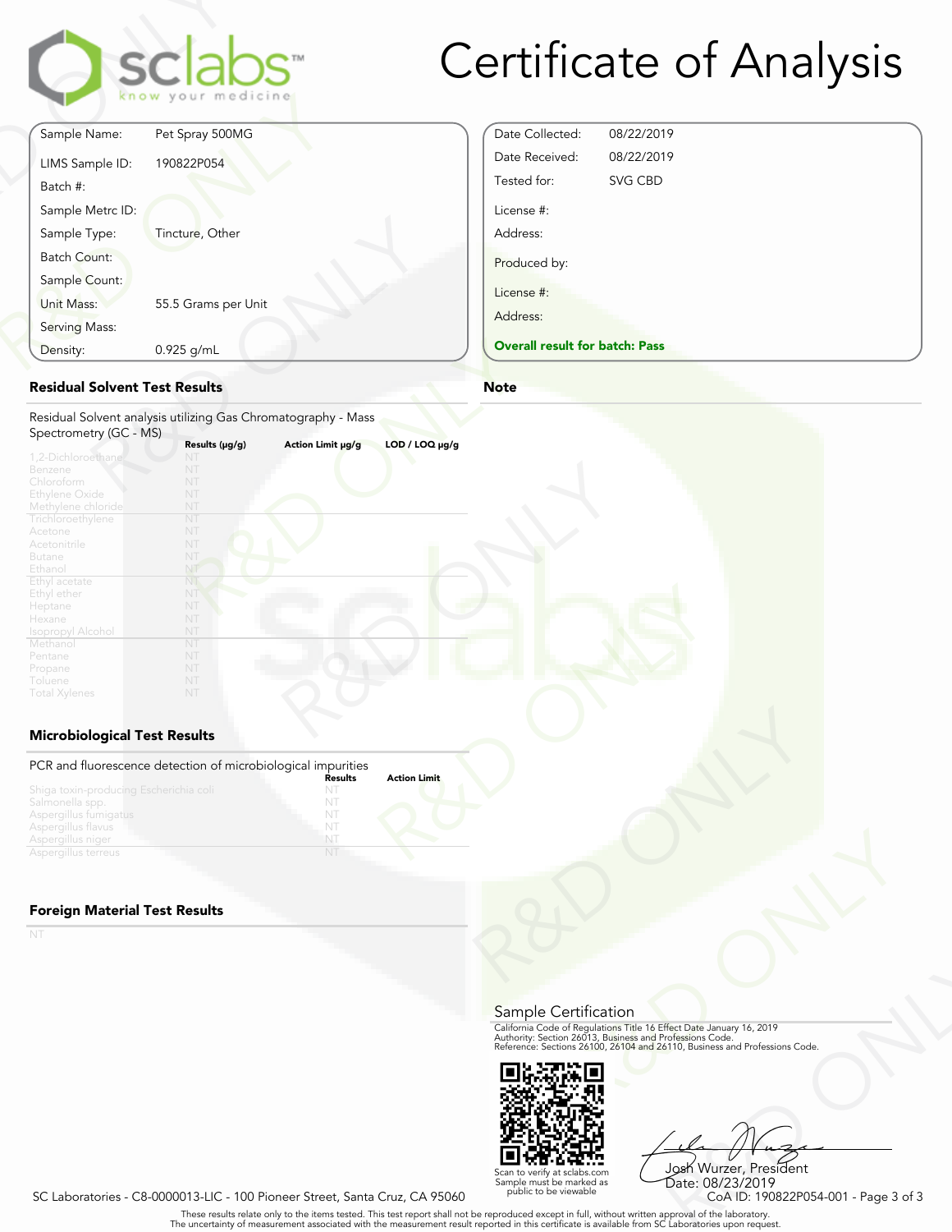# Certificate of Analysis

| | |
|---|---|
| Sample Name: | Pet Spray 500MG |
| LIMS Sample ID: | 190822P054 |
| Batch #: | |
| Sample Metrc ID: | |
| Sample Type: | Tincture, Other |
| Batch Count: | |
| Sample Count: | |
| Unit Mass: | 55.5 Grams per Unit |
| Serving Mass: | |
| Density: | 0.925 g/mL |

| | |
|---|---|
| Date Collected: | 08/22/2019 |
| Date Received: | 08/22/2019 |
| Tested for: | SVG CBD |
| License #: | |
| Address: | |
| Produced by: | |
| License #: | |
| Address: | |

**Overall result for batch: Pass**

## Residual Solvent Test Results

Residual Solvent analysis utilizing Gas Chromatography - Mass Spectrometry (GC - MS)

| | Results (µg/g) | Action Limit µg/g | LOD / LOQ µg/g |
|---|---|---|---|
| 1,2-Dichloroethane | NT | | |
| Benzene | NT | | |
| Chloroform | NT | | |
| Ethylene Oxide | NT | | |
| Methylene chloride | NT | | |
| Trichloroethylene | NT | | |
| Acetone | NT | | |
| Acetonitrile | NT | | |
| Butane | NT | | |
| Ethanol | NT | | |
| Ethyl acetate | NT | | |
| Ethyl ether | NT | | |
| Heptane | NT | | |
| Hexane | NT | | |
| Isopropyl Alcohol | NT | | |
| Methanol | NT | | |
| Pentane | NT | | |
| Propane | NT | | |
| Toluene | NT | | |
| Total Xylenes | NT | | |

## Note

## Microbiological Test Results

PCR and fluorescence detection of microbiological impurities

| | Results | Action Limit |
|---|---|---|
| Shiga toxin-producing Escherichia coli | NT | |
| Salmonella spp. | NT | |
| Aspergillus fumigatus | NT | |
| Aspergillus flavus | NT | |
| Aspergillus niger | NT | |
| Aspergillus terreus | NT | |

## Foreign Material Test Results

NT

## Sample Certification

California Code of Regulations Title 16 Effect Date January 16, 2019
Authority: Section 26013, Business and Professions Code.
Reference: Sections 26100, 26104 and 26110, Business and Professions Code.

Scan to verify at sclabs.com
Sample must be marked as public to be viewable

Josh Wurzer, President
Date: 08/23/2019

SC Laboratories - C8-0000013-LIC - 100 Pioneer Street, Santa Cruz, CA 95060

CoA ID: 190822P054-001

These results relate only to the items tested. This test report shall not be reproduced except in full, without written approval of the laboratory.
The uncertainty of measurement associated with the measurement result reported in this certificate is available from SC Laboratories upon request.